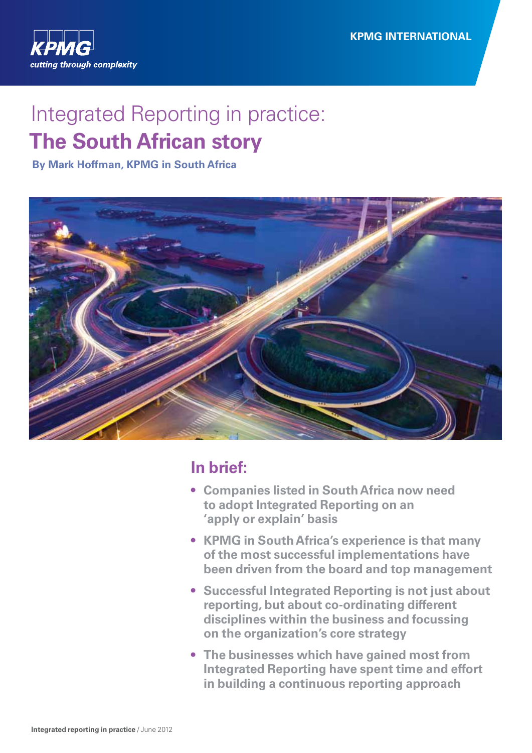KPMG
cutting through complexity

KPMG INTERNATIONAL

# Integrated Reporting in practice: The South African story

**By Mark Hoffman, KPMG in South Africa**

## In brief:

- **Companies listed in South Africa now need to adopt Integrated Reporting on an 'apply or explain' basis**
- **KPMG in South Africa's experience is that many of the most successful implementations have been driven from the board and top management**
- **Successful Integrated Reporting is not just about reporting, but about co-ordinating different disciplines within the business and focussing on the organization's core strategy**
- **The businesses which have gained most from Integrated Reporting have spent time and effort in building a continuous reporting approach**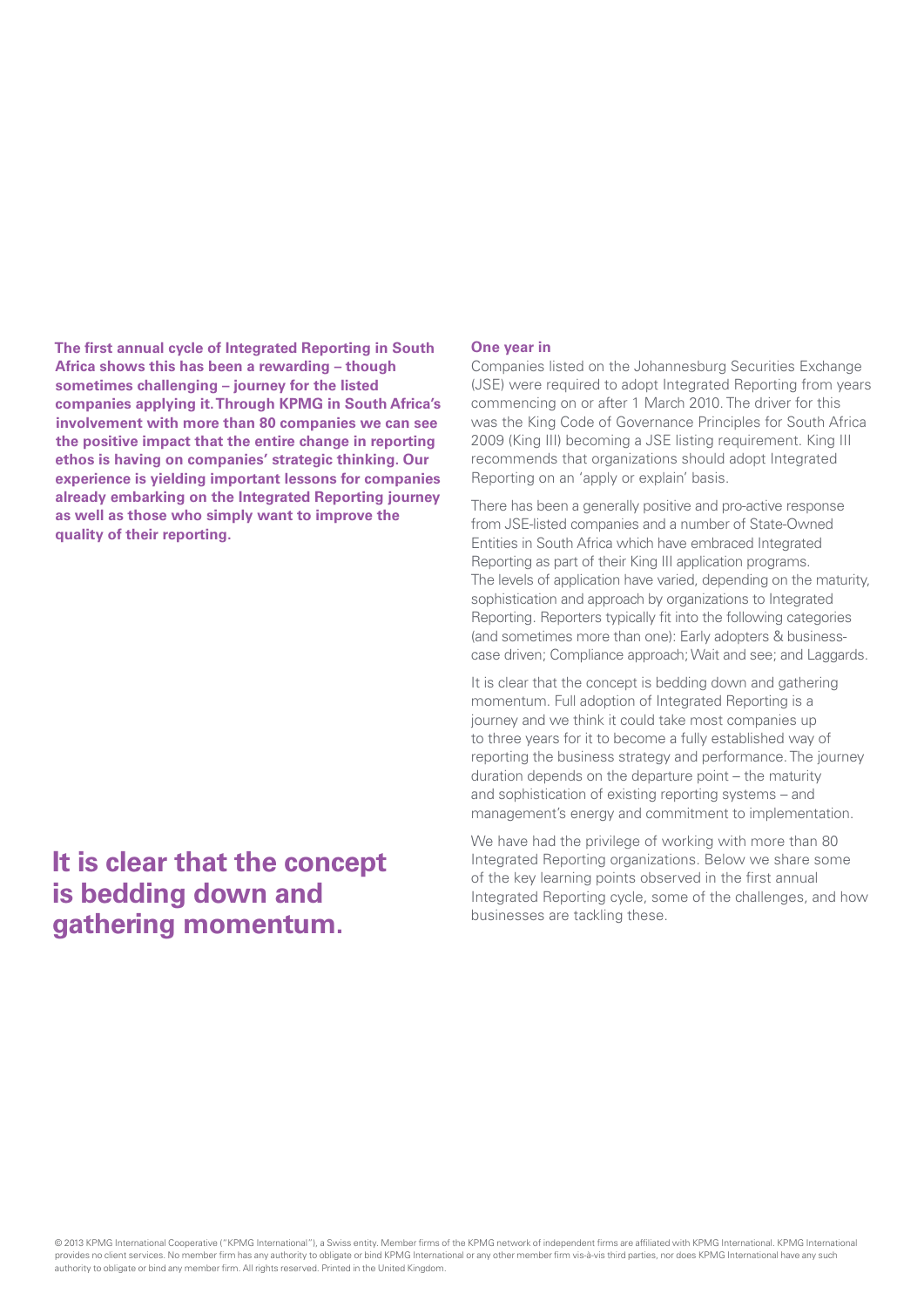**The first annual cycle of Integrated Reporting in South Africa shows this has been a rewarding – though sometimes challenging – journey for the listed companies applying it. Through KPMG in South Africa's involvement with more than 80 companies we can see the positive impact that the entire change in reporting ethos is having on companies' strategic thinking. Our experience is yielding important lessons for companies already embarking on the Integrated Reporting journey as well as those who simply want to improve the quality of their reporting.**

## One year in

Companies listed on the Johannesburg Securities Exchange (JSE) were required to adopt Integrated Reporting from years commencing on or after 1 March 2010. The driver for this was the King Code of Governance Principles for South Africa 2009 (King III) becoming a JSE listing requirement. King III recommends that organizations should adopt Integrated Reporting on an 'apply or explain' basis.

There has been a generally positive and pro-active response from JSE-listed companies and a number of State-Owned Entities in South Africa which have embraced Integrated Reporting as part of their King III application programs. The levels of application have varied, depending on the maturity, sophistication and approach by organizations to Integrated Reporting. Reporters typically fit into the following categories (and sometimes more than one): Early adopters & business-case driven; Compliance approach; Wait and see; and Laggards.

It is clear that the concept is bedding down and gathering momentum. Full adoption of Integrated Reporting is a journey and we think it could take most companies up to three years for it to become a fully established way of reporting the business strategy and performance. The journey duration depends on the departure point – the maturity and sophistication of existing reporting systems – and management's energy and commitment to implementation.

We have had the privilege of working with more than 80 Integrated Reporting organizations. Below we share some of the key learning points observed in the first annual Integrated Reporting cycle, some of the challenges, and how businesses are tackling these.

**It is clear that the concept is bedding down and gathering momentum.**

© 2013 KPMG International Cooperative ("KPMG International"), a Swiss entity. Member firms of the KPMG network of independent firms are affiliated with KPMG International. KPMG International provides no client services. No member firm has any authority to obligate or bind KPMG International or any other member firm vis-à-vis third parties, nor does KPMG International have any such authority to obligate or bind any member firm. All rights reserved. Printed in the United Kingdom.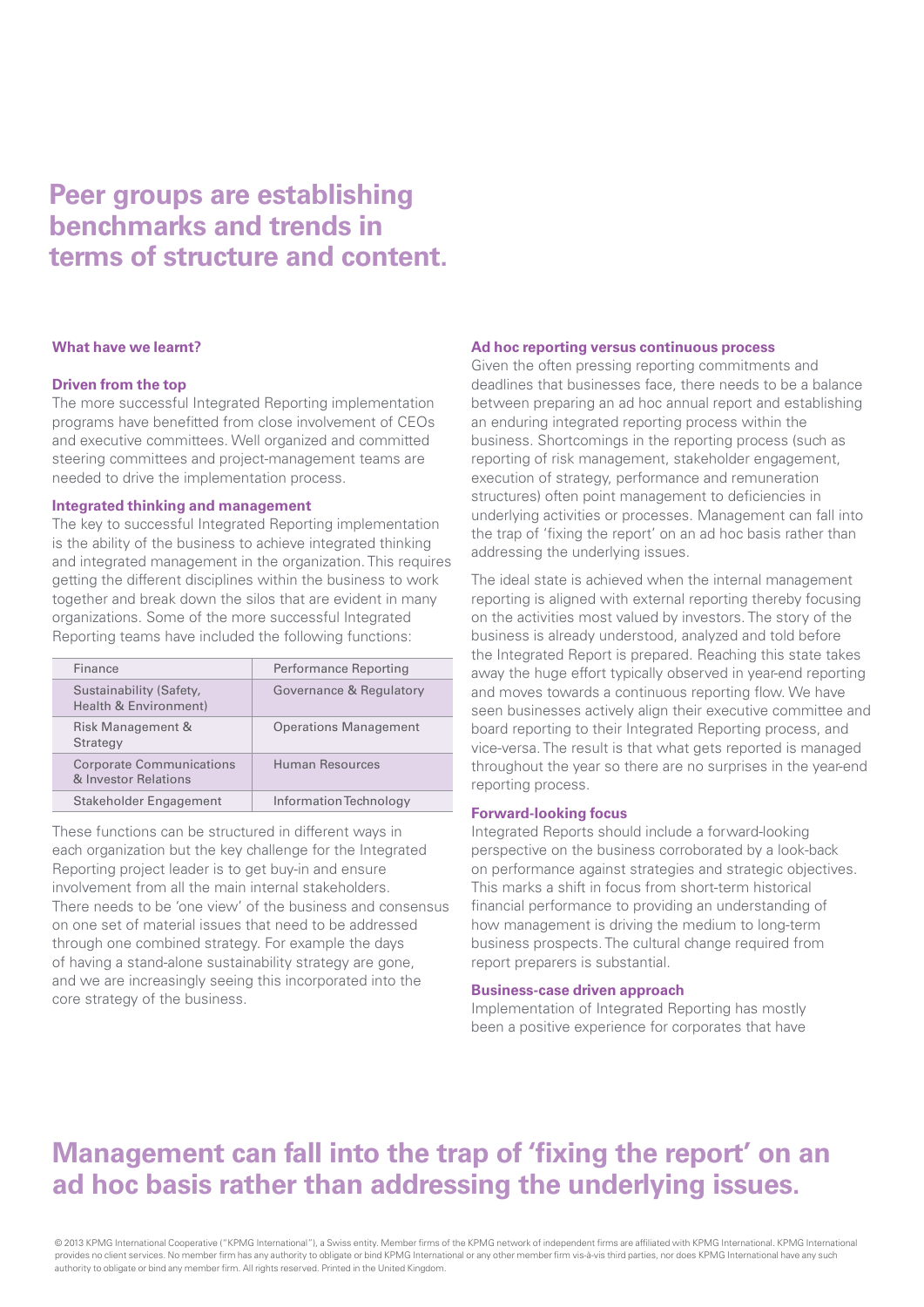# Peer groups are establishing benchmarks and trends in terms of structure and content.

### What have we learnt?

#### Driven from the top

The more successful Integrated Reporting implementation programs have benefitted from close involvement of CEOs and executive committees. Well organized and committed steering committees and project-management teams are needed to drive the implementation process.

#### Integrated thinking and management

The key to successful Integrated Reporting implementation is the ability of the business to achieve integrated thinking and integrated management in the organization. This requires getting the different disciplines within the business to work together and break down the silos that are evident in many organizations. Some of the more successful Integrated Reporting teams have included the following functions:

| | |
|---|---|
| Finance | Performance Reporting |
| Sustainability (Safety, Health & Environment) | Governance & Regulatory |
| Risk Management & Strategy | Operations Management |
| Corporate Communications & Investor Relations | Human Resources |
| Stakeholder Engagement | Information Technology |

These functions can be structured in different ways in each organization but the key challenge for the Integrated Reporting project leader is to get buy-in and ensure involvement from all the main internal stakeholders. There needs to be 'one view' of the business and consensus on one set of material issues that need to be addressed through one combined strategy. For example the days of having a stand-alone sustainability strategy are gone, and we are increasingly seeing this incorporated into the core strategy of the business.

#### Ad hoc reporting versus continuous process

Given the often pressing reporting commitments and deadlines that businesses face, there needs to be a balance between preparing an ad hoc annual report and establishing an enduring integrated reporting process within the business. Shortcomings in the reporting process (such as reporting of risk management, stakeholder engagement, execution of strategy, performance and remuneration structures) often point management to deficiencies in underlying activities or processes. Management can fall into the trap of 'fixing the report' on an ad hoc basis rather than addressing the underlying issues.

The ideal state is achieved when the internal management reporting is aligned with external reporting thereby focusing on the activities most valued by investors. The story of the business is already understood, analyzed and told before the Integrated Report is prepared. Reaching this state takes away the huge effort typically observed in year-end reporting and moves towards a continuous reporting flow. We have seen businesses actively align their executive committee and board reporting to their Integrated Reporting process, and vice-versa. The result is that what gets reported is managed throughout the year so there are no surprises in the year-end reporting process.

#### Forward-looking focus

Integrated Reports should include a forward-looking perspective on the business corroborated by a look-back on performance against strategies and strategic objectives. This marks a shift in focus from short-term historical financial performance to providing an understanding of how management is driving the medium to long-term business prospects. The cultural change required from report preparers is substantial.

#### Business-case driven approach

Implementation of Integrated Reporting has mostly been a positive experience for corporates that have

## Management can fall into the trap of 'fixing the report' on an ad hoc basis rather than addressing the underlying issues.

© 2013 KPMG International Cooperative ("KPMG International"), a Swiss entity. Member firms of the KPMG network of independent firms are affiliated with KPMG International. KPMG International provides no client services. No member firm has any authority to obligate or bind KPMG International or any other member firm vis-à-vis third parties, nor does KPMG International have any such authority to obligate or bind any member firm. All rights reserved. Printed in the United Kingdom.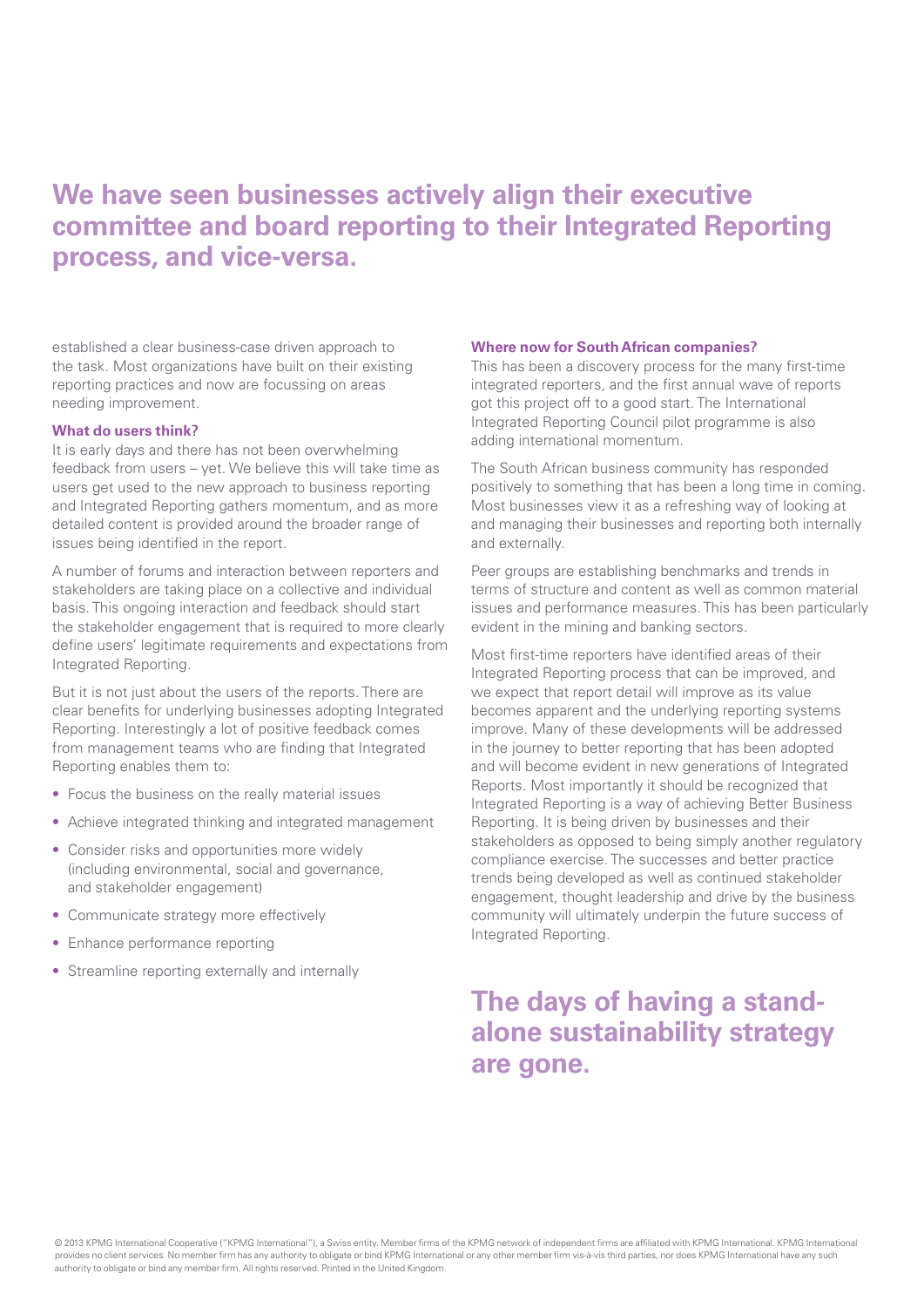## We have seen businesses actively align their executive committee and board reporting to their Integrated Reporting process, and vice-versa.

established a clear business-case driven approach to the task. Most organizations have built on their existing reporting practices and now are focussing on areas needing improvement.

**What do users think?**

It is early days and there has not been overwhelming feedback from users – yet. We believe this will take time as users get used to the new approach to business reporting and Integrated Reporting gathers momentum, and as more detailed content is provided around the broader range of issues being identified in the report.

A number of forums and interaction between reporters and stakeholders are taking place on a collective and individual basis. This ongoing interaction and feedback should start the stakeholder engagement that is required to more clearly define users' legitimate requirements and expectations from Integrated Reporting.

But it is not just about the users of the reports. There are clear benefits for underlying businesses adopting Integrated Reporting. Interestingly a lot of positive feedback comes from management teams who are finding that Integrated Reporting enables them to:

- Focus the business on the really material issues
- Achieve integrated thinking and integrated management
- Consider risks and opportunities more widely (including environmental, social and governance, and stakeholder engagement)
- Communicate strategy more effectively
- Enhance performance reporting
- Streamline reporting externally and internally

**Where now for South African companies?**

This has been a discovery process for the many first-time integrated reporters, and the first annual wave of reports got this project off to a good start. The International Integrated Reporting Council pilot programme is also adding international momentum.

The South African business community has responded positively to something that has been a long time in coming. Most businesses view it as a refreshing way of looking at and managing their businesses and reporting both internally and externally.

Peer groups are establishing benchmarks and trends in terms of structure and content as well as common material issues and performance measures. This has been particularly evident in the mining and banking sectors.

Most first-time reporters have identified areas of their Integrated Reporting process that can be improved, and we expect that report detail will improve as its value becomes apparent and the underlying reporting systems improve. Many of these developments will be addressed in the journey to better reporting that has been adopted and will become evident in new generations of Integrated Reports. Most importantly it should be recognized that Integrated Reporting is a way of achieving Better Business Reporting. It is being driven by businesses and their stakeholders as opposed to being simply another regulatory compliance exercise. The successes and better practice trends being developed as well as continued stakeholder engagement, thought leadership and drive by the business community will ultimately underpin the future success of Integrated Reporting.

## The days of having a stand-alone sustainability strategy are gone.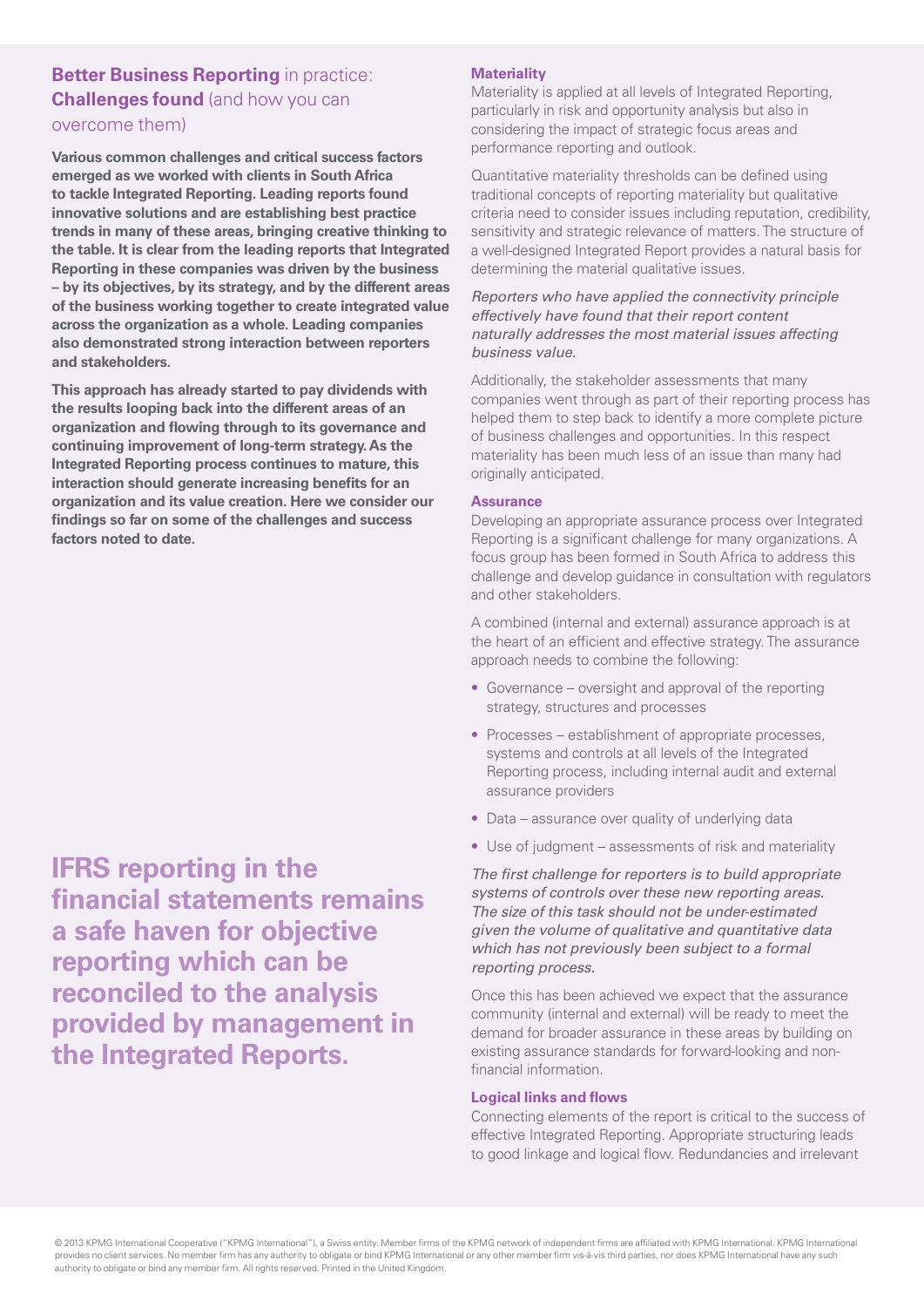## **Better Business Reporting** in practice: **Challenges found** (and how you can overcome them)

**Various common challenges and critical success factors emerged as we worked with clients in South Africa to tackle Integrated Reporting. Leading reports found innovative solutions and are establishing best practice trends in many of these areas, bringing creative thinking to the table. It is clear from the leading reports that Integrated Reporting in these companies was driven by the business – by its objectives, by its strategy, and by the different areas of the business working together to create integrated value across the organization as a whole. Leading companies also demonstrated strong interaction between reporters and stakeholders.**

**This approach has already started to pay dividends with the results looping back into the different areas of an organization and flowing through to its governance and continuing improvement of long-term strategy. As the Integrated Reporting process continues to mature, this interaction should generate increasing benefits for an organization and its value creation. Here we consider our findings so far on some of the challenges and success factors noted to date.**

**IFRS reporting in the financial statements remains a safe haven for objective reporting which can be reconciled to the analysis provided by management in the Integrated Reports.**

### Materiality

Materiality is applied at all levels of Integrated Reporting, particularly in risk and opportunity analysis but also in considering the impact of strategic focus areas and performance reporting and outlook.

Quantitative materiality thresholds can be defined using traditional concepts of reporting materiality but qualitative criteria need to consider issues including reputation, credibility, sensitivity and strategic relevance of matters. The structure of a well-designed Integrated Report provides a natural basis for determining the material qualitative issues.

*Reporters who have applied the connectivity principle effectively have found that their report content naturally addresses the most material issues affecting business value.*

Additionally, the stakeholder assessments that many companies went through as part of their reporting process has helped them to step back to identify a more complete picture of business challenges and opportunities. In this respect materiality has been much less of an issue than many had originally anticipated.

### Assurance

Developing an appropriate assurance process over Integrated Reporting is a significant challenge for many organizations. A focus group has been formed in South Africa to address this challenge and develop guidance in consultation with regulators and other stakeholders.

A combined (internal and external) assurance approach is at the heart of an efficient and effective strategy. The assurance approach needs to combine the following:

- Governance – oversight and approval of the reporting strategy, structures and processes
- Processes – establishment of appropriate processes, systems and controls at all levels of the Integrated Reporting process, including internal audit and external assurance providers
- Data – assurance over quality of underlying data
- Use of judgment – assessments of risk and materiality

*The first challenge for reporters is to build appropriate systems of controls over these new reporting areas. The size of this task should not be under-estimated given the volume of qualitative and quantitative data which has not previously been subject to a formal reporting process.*

Once this has been achieved we expect that the assurance community (internal and external) will be ready to meet the demand for broader assurance in these areas by building on existing assurance standards for forward-looking and non-financial information.

### Logical links and flows

Connecting elements of the report is critical to the success of effective Integrated Reporting. Appropriate structuring leads to good linkage and logical flow. Redundancies and irrelevant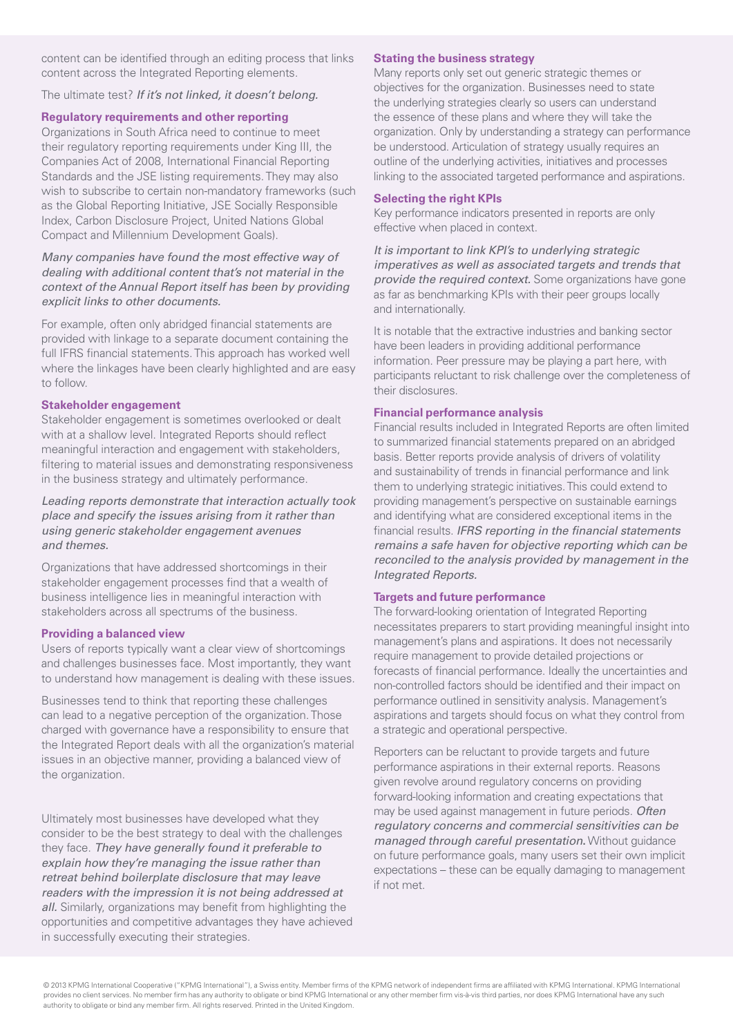content can be identified through an editing process that links content across the Integrated Reporting elements.

The ultimate test? *If it's not linked, it doesn't belong.*

### Regulatory requirements and other reporting

Organizations in South Africa need to continue to meet their regulatory reporting requirements under King III, the Companies Act of 2008, International Financial Reporting Standards and the JSE listing requirements. They may also wish to subscribe to certain non-mandatory frameworks (such as the Global Reporting Initiative, JSE Socially Responsible Index, Carbon Disclosure Project, United Nations Global Compact and Millennium Development Goals).

*Many companies have found the most effective way of dealing with additional content that's not material in the context of the Annual Report itself has been by providing explicit links to other documents.*

For example, often only abridged financial statements are provided with linkage to a separate document containing the full IFRS financial statements. This approach has worked well where the linkages have been clearly highlighted and are easy to follow.

### Stakeholder engagement

Stakeholder engagement is sometimes overlooked or dealt with at a shallow level. Integrated Reports should reflect meaningful interaction and engagement with stakeholders, filtering to material issues and demonstrating responsiveness in the business strategy and ultimately performance.

*Leading reports demonstrate that interaction actually took place and specify the issues arising from it rather than using generic stakeholder engagement avenues and themes.*

Organizations that have addressed shortcomings in their stakeholder engagement processes find that a wealth of business intelligence lies in meaningful interaction with stakeholders across all spectrums of the business.

### Providing a balanced view

Users of reports typically want a clear view of shortcomings and challenges businesses face. Most importantly, they want to understand how management is dealing with these issues.

Businesses tend to think that reporting these challenges can lead to a negative perception of the organization. Those charged with governance have a responsibility to ensure that the Integrated Report deals with all the organization's material issues in an objective manner, providing a balanced view of the organization.

Ultimately most businesses have developed what they consider to be the best strategy to deal with the challenges they face. *They have generally found it preferable to explain how they're managing the issue rather than retreat behind boilerplate disclosure that may leave readers with the impression it is not being addressed at all.* Similarly, organizations may benefit from highlighting the opportunities and competitive advantages they have achieved in successfully executing their strategies.

### Stating the business strategy

Many reports only set out generic strategic themes or objectives for the organization. Businesses need to state the underlying strategies clearly so users can understand the essence of these plans and where they will take the organization. Only by understanding a strategy can performance be understood. Articulation of strategy usually requires an outline of the underlying activities, initiatives and processes linking to the associated targeted performance and aspirations.

### Selecting the right KPIs

Key performance indicators presented in reports are only effective when placed in context.

*It is important to link KPI's to underlying strategic imperatives as well as associated targets and trends that provide the required context.* Some organizations have gone as far as benchmarking KPIs with their peer groups locally and internationally.

It is notable that the extractive industries and banking sector have been leaders in providing additional performance information. Peer pressure may be playing a part here, with participants reluctant to risk challenge over the completeness of their disclosures.

### Financial performance analysis

Financial results included in Integrated Reports are often limited to summarized financial statements prepared on an abridged basis. Better reports provide analysis of drivers of volatility and sustainability of trends in financial performance and link them to underlying strategic initiatives. This could extend to providing management's perspective on sustainable earnings and identifying what are considered exceptional items in the financial results. *IFRS reporting in the financial statements remains a safe haven for objective reporting which can be reconciled to the analysis provided by management in the Integrated Reports.*

### Targets and future performance

The forward-looking orientation of Integrated Reporting necessitates preparers to start providing meaningful insight into management's plans and aspirations. It does not necessarily require management to provide detailed projections or forecasts of financial performance. Ideally the uncertainties and non-controlled factors should be identified and their impact on performance outlined in sensitivity analysis. Management's aspirations and targets should focus on what they control from a strategic and operational perspective.

Reporters can be reluctant to provide targets and future performance aspirations in their external reports. Reasons given revolve around regulatory concerns on providing forward-looking information and creating expectations that may be used against management in future periods. *Often regulatory concerns and commercial sensitivities can be managed through careful presentation.* Without guidance on future performance goals, many users set their own implicit expectations – these can be equally damaging to management if not met.

© 2013 KPMG International Cooperative ("KPMG International"), a Swiss entity. Member firms of the KPMG network of independent firms are affiliated with KPMG International. KPMG International provides no client services. No member firm has any authority to obligate or bind KPMG International or any other member firm vis-à-vis third parties, nor does KPMG International have any such authority to obligate or bind any member firm. All rights reserved. Printed in the United Kingdom.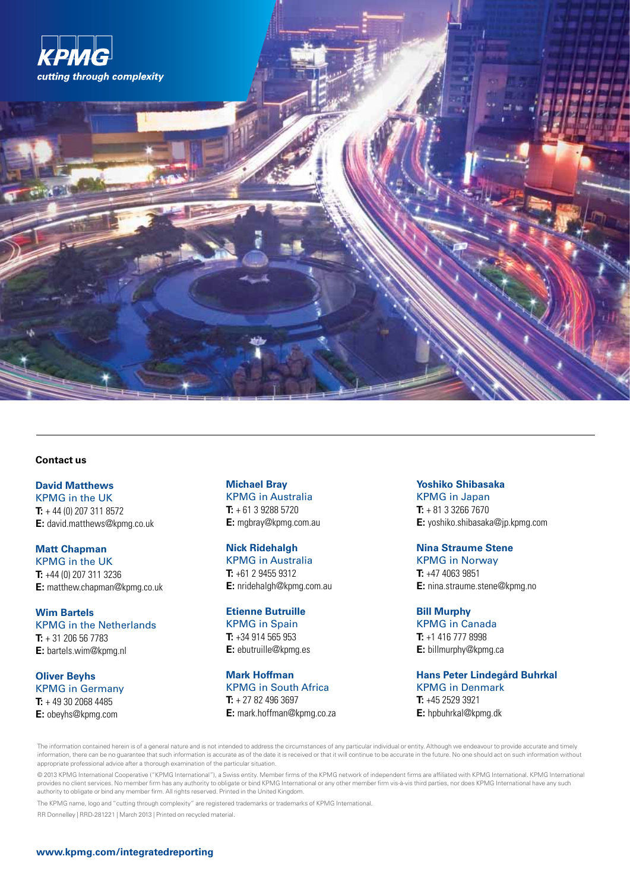KPMG

*cutting through complexity*

**Contact us**

**David Matthews**
KPMG in the UK
**T:** + 44 (0) 207 311 8572
**E:** david.matthews@kpmg.co.uk

**Matt Chapman**
KPMG in the UK
**T:** +44 (0) 207 311 3236
**E:** matthew.chapman@kpmg.co.uk

**Wim Bartels**
KPMG in the Netherlands
**T:** + 31 206 56 7783
**E:** bartels.wim@kpmg.nl

**Oliver Beyhs**
KPMG in Germany
**T:** + 49 30 2068 4485
**E:** obeyhs@kpmg.com

**Michael Bray**
KPMG in Australia
**T:** + 61 3 9288 5720
**E:** mgbray@kpmg.com.au

**Nick Ridehalgh**
KPMG in Australia
**T:** +61 2 9455 9312
**E:** nridehalgh@kpmg.com.au

**Etienne Butruille**
KPMG in Spain
**T:** +34 914 565 953
**E:** ebutruille@kpmg.es

**Mark Hoffman**
KPMG in South Africa
**T:** + 27 82 496 3697
**E:** mark.hoffman@kpmg.co.za

**Yoshiko Shibasaka**
KPMG in Japan
**T:** + 81 3 3266 7670
**E:** yoshiko.shibasaka@jp.kpmg.com

**Nina Straume Stene**
KPMG in Norway
**T:** +47 4063 9851
**E:** nina.straume.stene@kpmg.no

**Bill Murphy**
KPMG in Canada
**T:** +1 416 777 8998
**E:** billmurphy@kpmg.ca

**Hans Peter Lindegård Buhrkal**
KPMG in Denmark
**T:** +45 2529 3921
**E:** hpbuhrkal@kpmg.dk

The information contained herein is of a general nature and is not intended to address the circumstances of any particular individual or entity. Although we endeavour to provide accurate and timely information, there can be no guarantee that such information is accurate as of the date it is received or that it will continue to be accurate in the future. No one should act on such information without appropriate professional advice after a thorough examination of the particular situation.

© 2013 KPMG International Cooperative ("KPMG International"), a Swiss entity. Member firms of the KPMG network of independent firms are affiliated with KPMG International. KPMG International provides no client services. No member firm has any authority to obligate or bind KPMG International or any other member firm vis-à-vis third parties, nor does KPMG International have any such authority to obligate or bind any member firm. All rights reserved. Printed in the United Kingdom.

The KPMG name, logo and "cutting through complexity" are registered trademarks or trademarks of KPMG International.

RR Donnelley | RRD-281221 | March 2013 | Printed on recycled material.

**www.kpmg.com/integratedreporting**